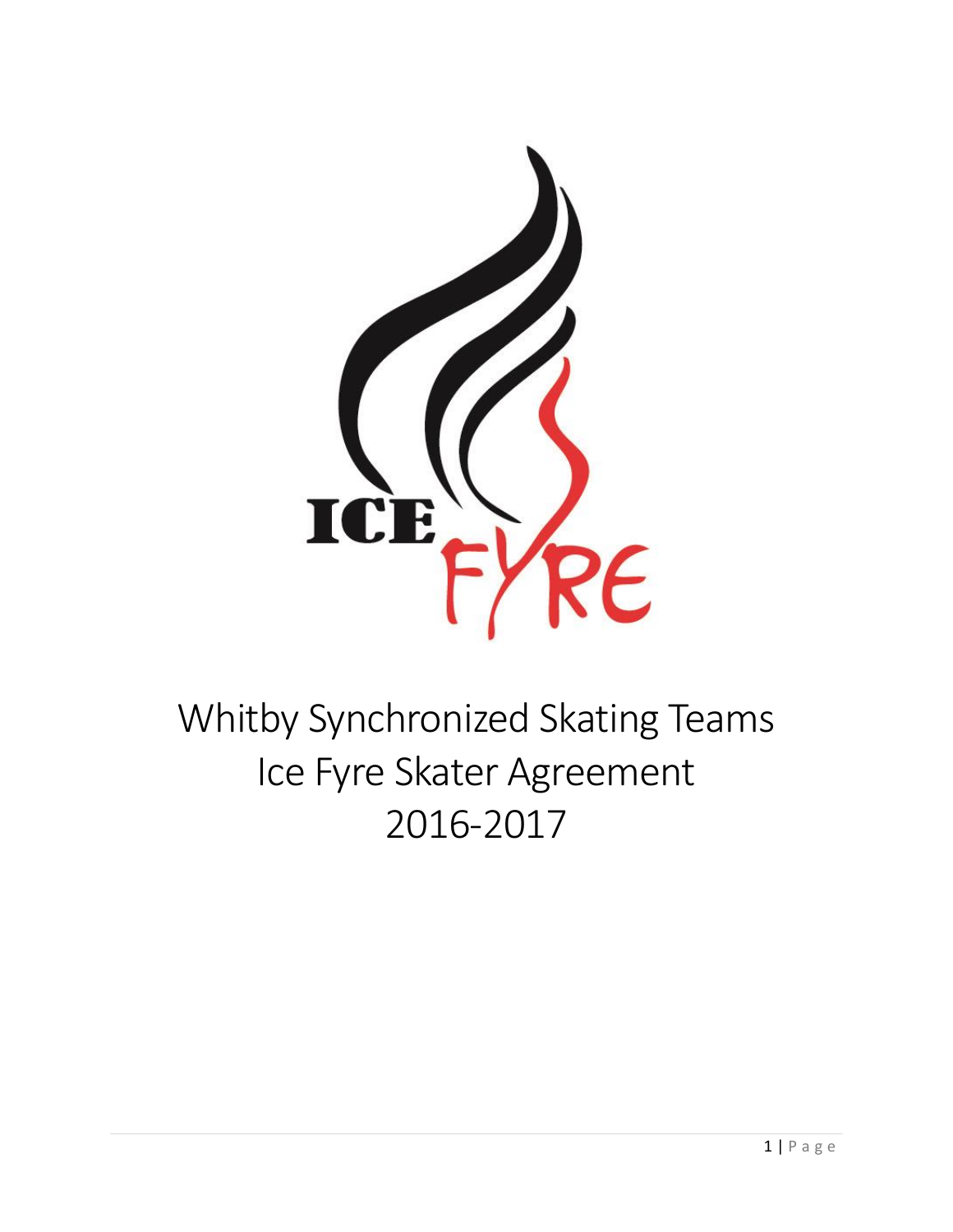# Whitby Synchronized Skating Teams
# Ice Fyre Skater Agreement
# 2016-2017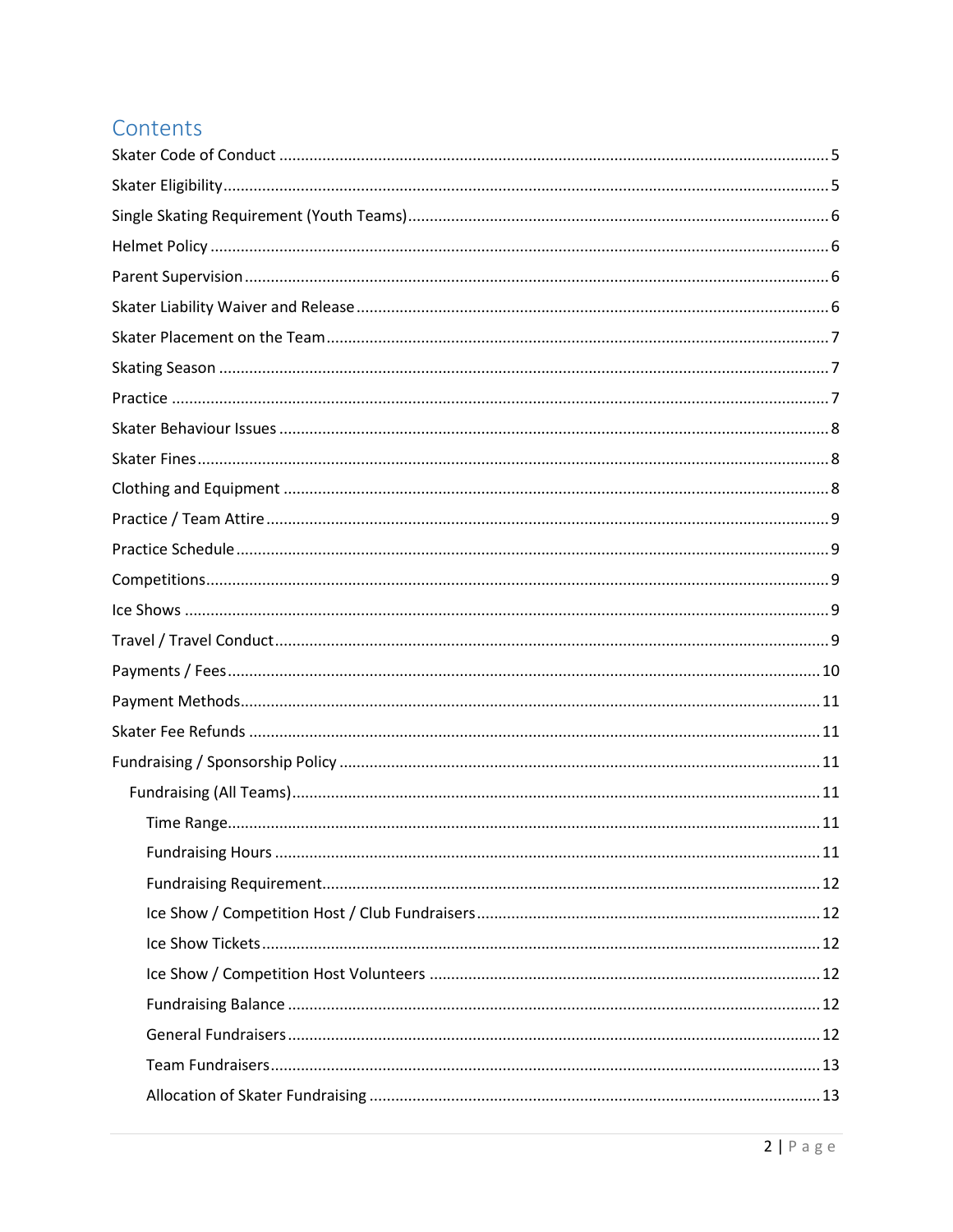# Contents

Skater Code of Conduct ............................................................................................................. 5

Skater Eligibility ......................................................................................................................... 5

Single Skating Requirement (Youth Teams) ................................................................................ 6

Helmet Policy ............................................................................................................................. 6

Parent Supervision ..................................................................................................................... 6

Skater Liability Waiver and Release ............................................................................................ 6

Skater Placement on the Team ................................................................................................... 7

Skating Season ........................................................................................................................... 7

Practice ...................................................................................................................................... 7

Skater Behaviour Issues ............................................................................................................. 8

Skater Fines ................................................................................................................................ 8

Clothing and Equipment ............................................................................................................ 8

Practice / Team Attire ................................................................................................................ 9

Practice Schedule ....................................................................................................................... 9

Competitions .............................................................................................................................. 9

Ice Shows ................................................................................................................................... 9

Travel / Travel Conduct .............................................................................................................. 9

Payments / Fees ........................................................................................................................ 10

Payment Methods ..................................................................................................................... 11

Skater Fee Refunds ................................................................................................................... 11

Fundraising / Sponsorship Policy .............................................................................................. 11

- Fundraising (All Teams) ......................................................................................................... 11
  - Time Range ........................................................................................................................ 11
  - Fundraising Hours ............................................................................................................. 11
  - Fundraising Requirement .................................................................................................. 12
  - Ice Show / Competition Host / Club Fundraisers ............................................................... 12
  - Ice Show Tickets ................................................................................................................ 12
  - Ice Show / Competition Host Volunteers .......................................................................... 12
  - Fundraising Balance .......................................................................................................... 12
  - General Fundraisers .......................................................................................................... 12
  - Team Fundraisers .............................................................................................................. 13
  - Allocation of Skater Fundraising ....................................................................................... 13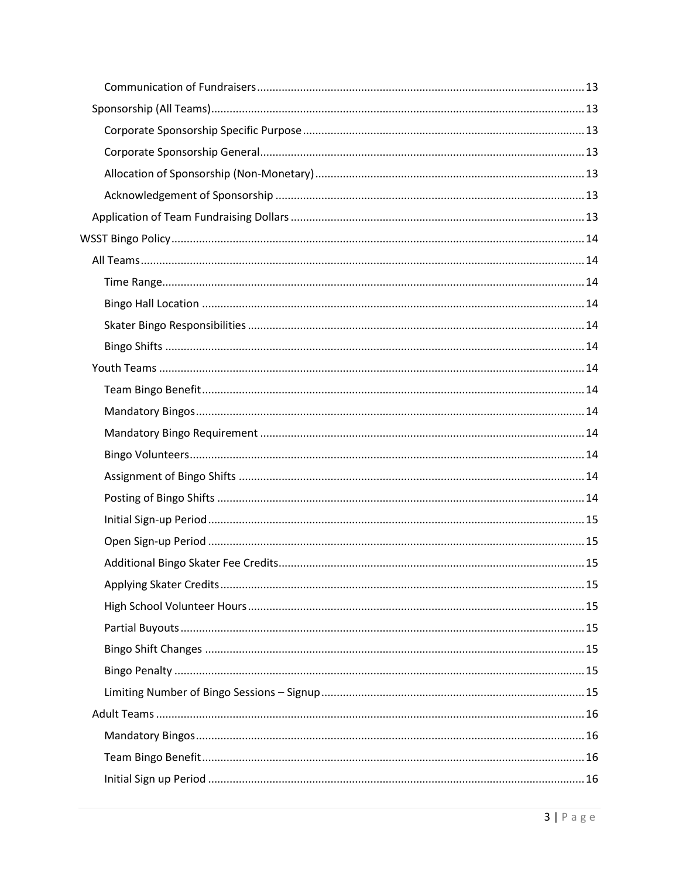- Communication of Fundraisers .......... 13
- Sponsorship (All Teams) .......... 13
  - Corporate Sponsorship Specific Purpose .......... 13
  - Corporate Sponsorship General .......... 13
  - Allocation of Sponsorship (Non-Monetary) .......... 13
  - Acknowledgement of Sponsorship .......... 13
- Application of Team Fundraising Dollars .......... 13

WSST Bingo Policy .......... 14

- All Teams .......... 14
  - Time Range .......... 14
  - Bingo Hall Location .......... 14
  - Skater Bingo Responsibilities .......... 14
  - Bingo Shifts .......... 14
- Youth Teams .......... 14
  - Team Bingo Benefit .......... 14
  - Mandatory Bingos .......... 14
  - Mandatory Bingo Requirement .......... 14
  - Bingo Volunteers .......... 14
  - Assignment of Bingo Shifts .......... 14
  - Posting of Bingo Shifts .......... 14
  - Initial Sign-up Period .......... 15
  - Open Sign-up Period .......... 15
  - Additional Bingo Skater Fee Credits .......... 15
  - Applying Skater Credits .......... 15
  - High School Volunteer Hours .......... 15
  - Partial Buyouts .......... 15
  - Bingo Shift Changes .......... 15
  - Bingo Penalty .......... 15
  - Limiting Number of Bingo Sessions – Signup .......... 15
- Adult Teams .......... 16
  - Mandatory Bingos .......... 16
  - Team Bingo Benefit .......... 16
  - Initial Sign up Period .......... 16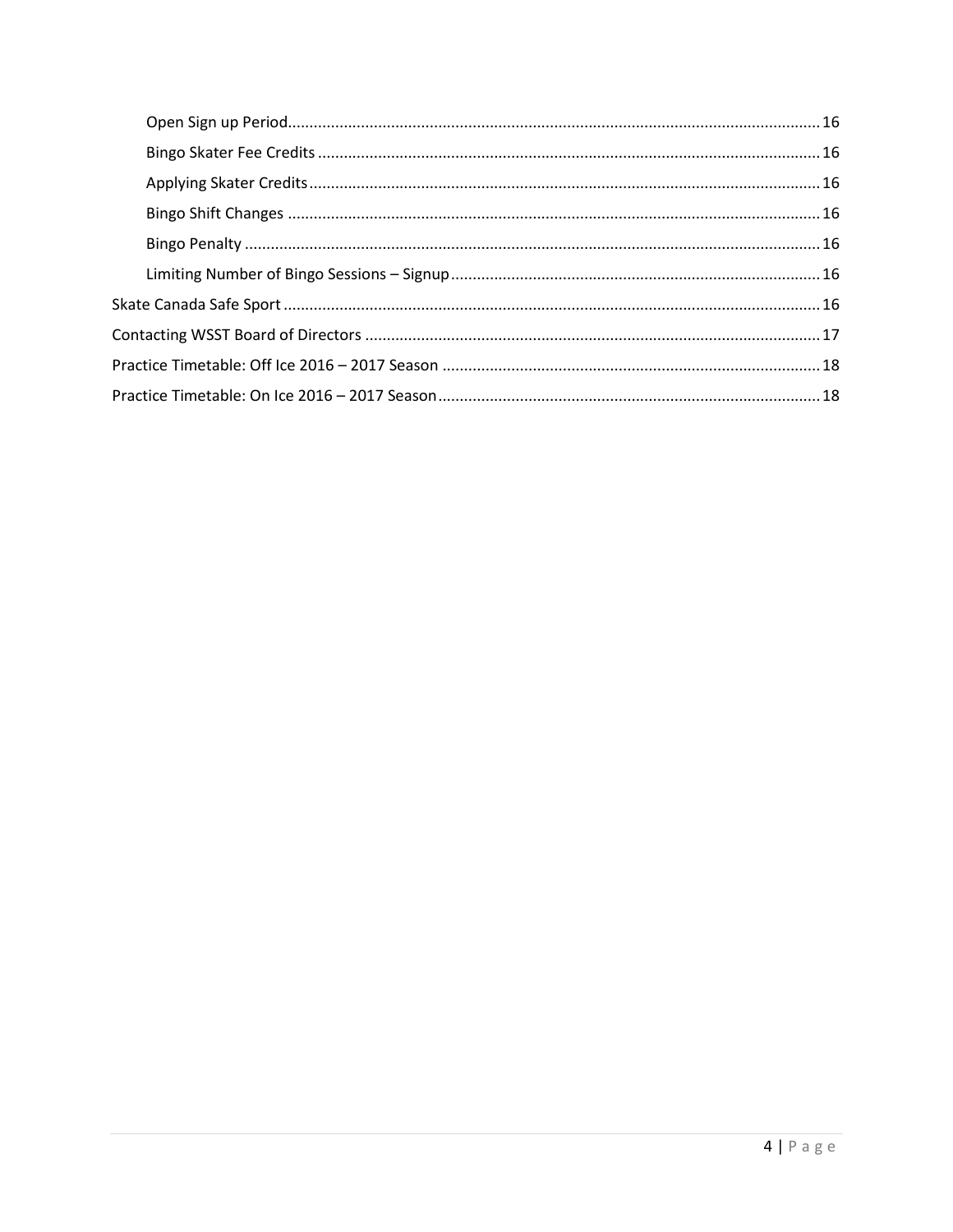- Open Sign up Period ........ 16
- Bingo Skater Fee Credits ........ 16
- Applying Skater Credits ........ 16
- Bingo Shift Changes ........ 16
- Bingo Penalty ........ 16
- Limiting Number of Bingo Sessions – Signup ........ 16

Skate Canada Safe Sport ........ 16

Contacting WSST Board of Directors ........ 17

Practice Timetable: Off Ice 2016 – 2017 Season ........ 18

Practice Timetable: On Ice 2016 – 2017 Season ........ 18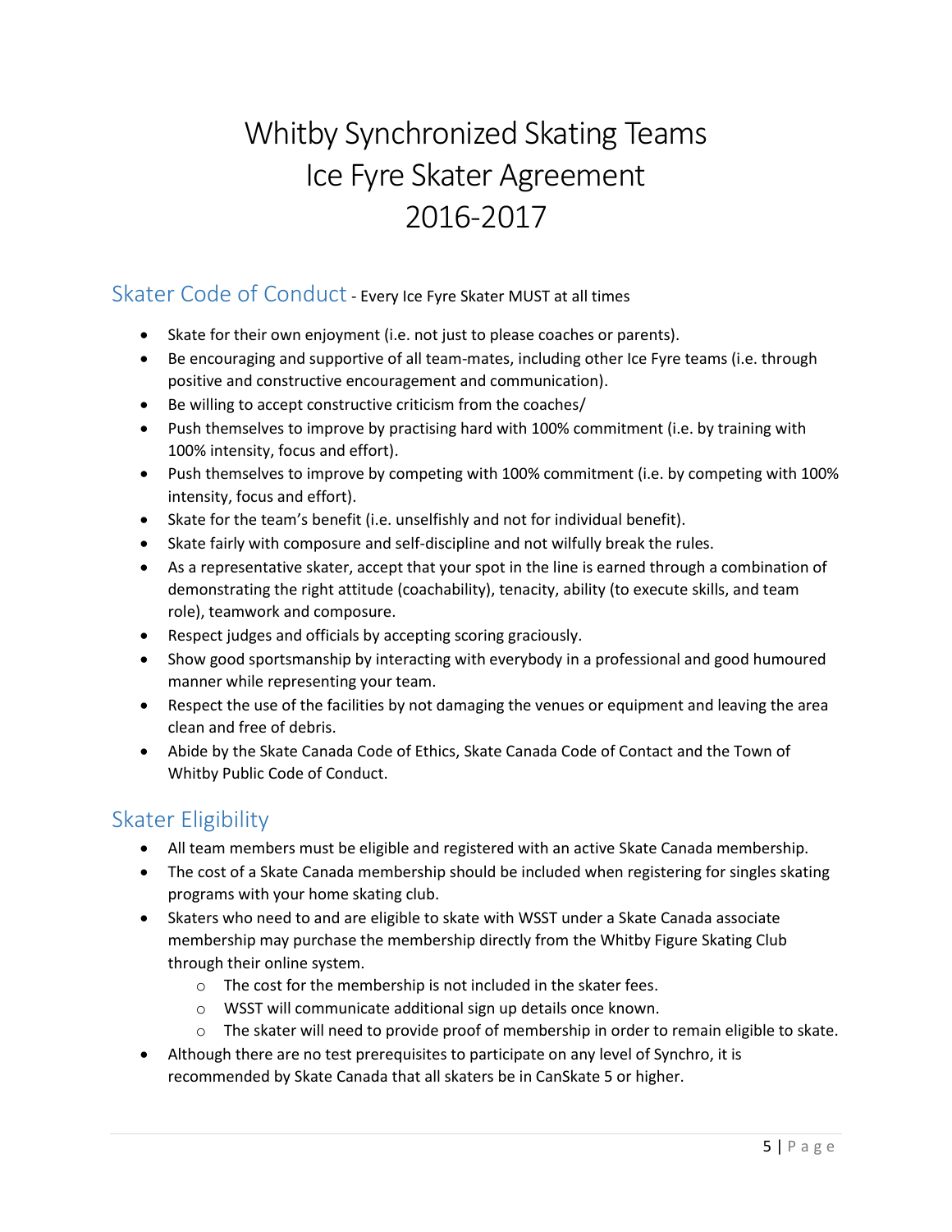# Whitby Synchronized Skating Teams
# Ice Fyre Skater Agreement
# 2016-2017

## Skater Code of Conduct - Every Ice Fyre Skater MUST at all times

- Skate for their own enjoyment (i.e. not just to please coaches or parents).
- Be encouraging and supportive of all team-mates, including other Ice Fyre teams (i.e. through positive and constructive encouragement and communication).
- Be willing to accept constructive criticism from the coaches/
- Push themselves to improve by practising hard with 100% commitment (i.e. by training with 100% intensity, focus and effort).
- Push themselves to improve by competing with 100% commitment (i.e. by competing with 100% intensity, focus and effort).
- Skate for the team's benefit (i.e. unselfishly and not for individual benefit).
- Skate fairly with composure and self-discipline and not wilfully break the rules.
- As a representative skater, accept that your spot in the line is earned through a combination of demonstrating the right attitude (coachability), tenacity, ability (to execute skills, and team role), teamwork and composure.
- Respect judges and officials by accepting scoring graciously.
- Show good sportsmanship by interacting with everybody in a professional and good humoured manner while representing your team.
- Respect the use of the facilities by not damaging the venues or equipment and leaving the area clean and free of debris.
- Abide by the Skate Canada Code of Ethics, Skate Canada Code of Contact and the Town of Whitby Public Code of Conduct.

## Skater Eligibility

- All team members must be eligible and registered with an active Skate Canada membership.
- The cost of a Skate Canada membership should be included when registering for singles skating programs with your home skating club.
- Skaters who need to and are eligible to skate with WSST under a Skate Canada associate membership may purchase the membership directly from the Whitby Figure Skating Club through their online system.
    - The cost for the membership is not included in the skater fees.
    - WSST will communicate additional sign up details once known.
    - The skater will need to provide proof of membership in order to remain eligible to skate.
- Although there are no test prerequisites to participate on any level of Synchro, it is recommended by Skate Canada that all skaters be in CanSkate 5 or higher.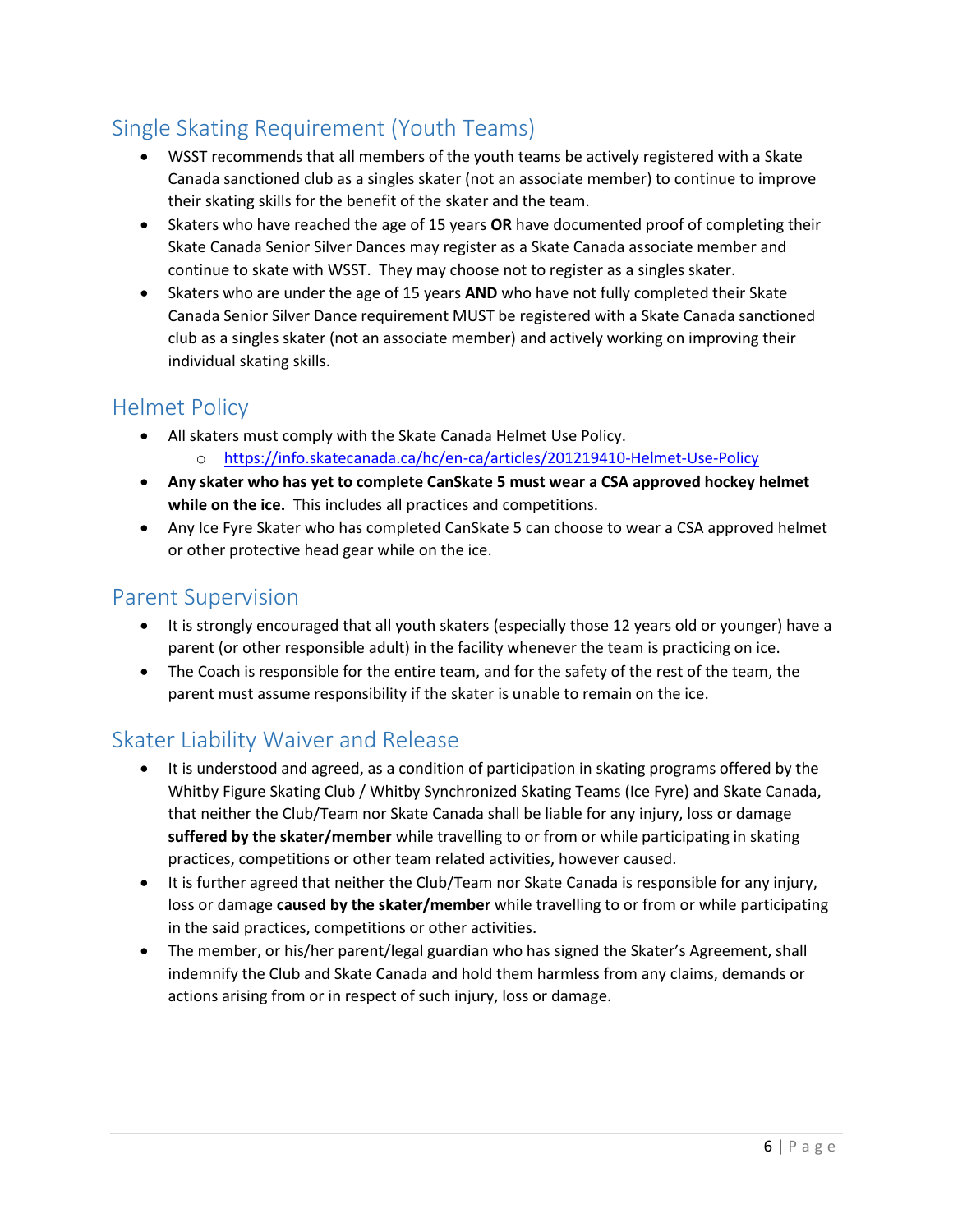## Single Skating Requirement (Youth Teams)

- WSST recommends that all members of the youth teams be actively registered with a Skate Canada sanctioned club as a singles skater (not an associate member) to continue to improve their skating skills for the benefit of the skater and the team.
- Skaters who have reached the age of 15 years **OR** have documented proof of completing their Skate Canada Senior Silver Dances may register as a Skate Canada associate member and continue to skate with WSST. They may choose not to register as a singles skater.
- Skaters who are under the age of 15 years **AND** who have not fully completed their Skate Canada Senior Silver Dance requirement MUST be registered with a Skate Canada sanctioned club as a singles skater (not an associate member) and actively working on improving their individual skating skills.

## Helmet Policy

- All skaters must comply with the Skate Canada Helmet Use Policy.
  - [https://info.skatecanada.ca/hc/en-ca/articles/201219410-Helmet-Use-Policy](https://info.skatecanada.ca/hc/en-ca/articles/201219410-Helmet-Use-Policy)
- **Any skater who has yet to complete CanSkate 5 must wear a CSA approved hockey helmet while on the ice.** This includes all practices and competitions.
- Any Ice Fyre Skater who has completed CanSkate 5 can choose to wear a CSA approved helmet or other protective head gear while on the ice.

## Parent Supervision

- It is strongly encouraged that all youth skaters (especially those 12 years old or younger) have a parent (or other responsible adult) in the facility whenever the team is practicing on ice.
- The Coach is responsible for the entire team, and for the safety of the rest of the team, the parent must assume responsibility if the skater is unable to remain on the ice.

## Skater Liability Waiver and Release

- It is understood and agreed, as a condition of participation in skating programs offered by the Whitby Figure Skating Club / Whitby Synchronized Skating Teams (Ice Fyre) and Skate Canada, that neither the Club/Team nor Skate Canada shall be liable for any injury, loss or damage **suffered by the skater/member** while travelling to or from or while participating in skating practices, competitions or other team related activities, however caused.
- It is further agreed that neither the Club/Team nor Skate Canada is responsible for any injury, loss or damage **caused by the skater/member** while travelling to or from or while participating in the said practices, competitions or other activities.
- The member, or his/her parent/legal guardian who has signed the Skater's Agreement, shall indemnify the Club and Skate Canada and hold them harmless from any claims, demands or actions arising from or in respect of such injury, loss or damage.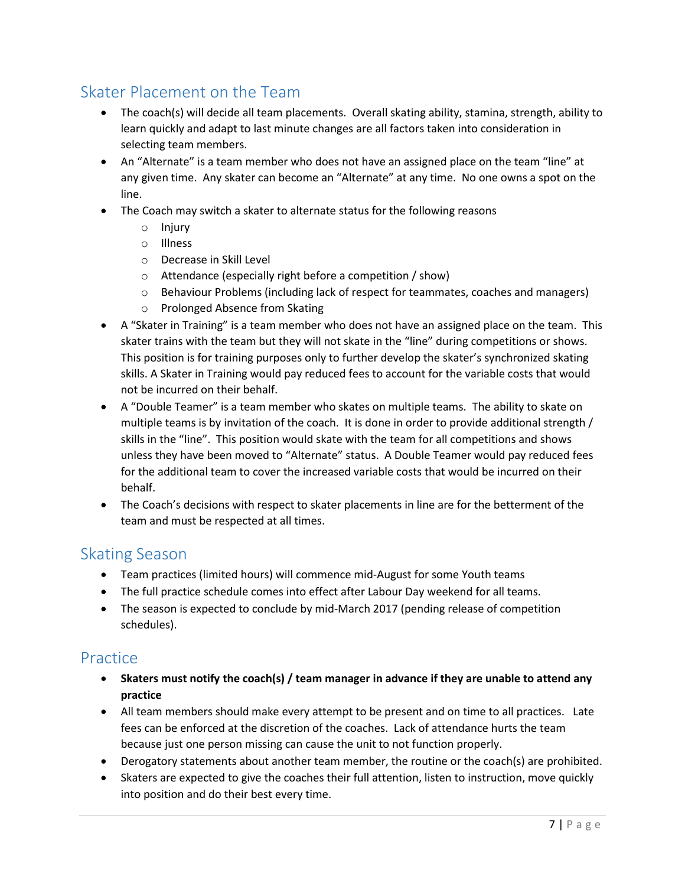## Skater Placement on the Team

- The coach(s) will decide all team placements. Overall skating ability, stamina, strength, ability to learn quickly and adapt to last minute changes are all factors taken into consideration in selecting team members.
- An "Alternate" is a team member who does not have an assigned place on the team "line" at any given time. Any skater can become an "Alternate" at any time. No one owns a spot on the line.
- The Coach may switch a skater to alternate status for the following reasons
  - Injury
  - Illness
  - Decrease in Skill Level
  - Attendance (especially right before a competition / show)
  - Behaviour Problems (including lack of respect for teammates, coaches and managers)
  - Prolonged Absence from Skating
- A "Skater in Training" is a team member who does not have an assigned place on the team. This skater trains with the team but they will not skate in the "line" during competitions or shows. This position is for training purposes only to further develop the skater's synchronized skating skills. A Skater in Training would pay reduced fees to account for the variable costs that would not be incurred on their behalf.
- A "Double Teamer" is a team member who skates on multiple teams. The ability to skate on multiple teams is by invitation of the coach. It is done in order to provide additional strength / skills in the "line". This position would skate with the team for all competitions and shows unless they have been moved to "Alternate" status. A Double Teamer would pay reduced fees for the additional team to cover the increased variable costs that would be incurred on their behalf.
- The Coach's decisions with respect to skater placements in line are for the betterment of the team and must be respected at all times.

## Skating Season

- Team practices (limited hours) will commence mid-August for some Youth teams
- The full practice schedule comes into effect after Labour Day weekend for all teams.
- The season is expected to conclude by mid-March 2017 (pending release of competition schedules).

## Practice

- **Skaters must notify the coach(s) / team manager in advance if they are unable to attend any practice**
- All team members should make every attempt to be present and on time to all practices. Late fees can be enforced at the discretion of the coaches. Lack of attendance hurts the team because just one person missing can cause the unit to not function properly.
- Derogatory statements about another team member, the routine or the coach(s) are prohibited.
- Skaters are expected to give the coaches their full attention, listen to instruction, move quickly into position and do their best every time.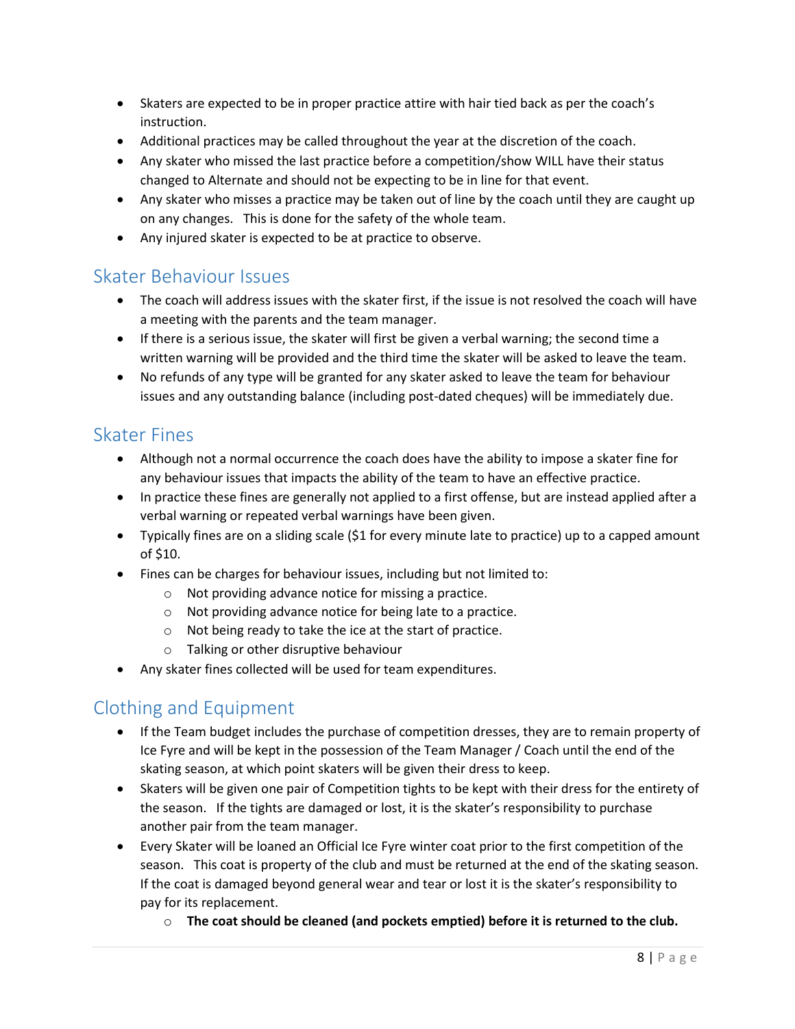- Skaters are expected to be in proper practice attire with hair tied back as per the coach's instruction.
- Additional practices may be called throughout the year at the discretion of the coach.
- Any skater who missed the last practice before a competition/show WILL have their status changed to Alternate and should not be expecting to be in line for that event.
- Any skater who misses a practice may be taken out of line by the coach until they are caught up on any changes. This is done for the safety of the whole team.
- Any injured skater is expected to be at practice to observe.

## Skater Behaviour Issues

- The coach will address issues with the skater first, if the issue is not resolved the coach will have a meeting with the parents and the team manager.
- If there is a serious issue, the skater will first be given a verbal warning; the second time a written warning will be provided and the third time the skater will be asked to leave the team.
- No refunds of any type will be granted for any skater asked to leave the team for behaviour issues and any outstanding balance (including post-dated cheques) will be immediately due.

## Skater Fines

- Although not a normal occurrence the coach does have the ability to impose a skater fine for any behaviour issues that impacts the ability of the team to have an effective practice.
- In practice these fines are generally not applied to a first offense, but are instead applied after a verbal warning or repeated verbal warnings have been given.
- Typically fines are on a sliding scale ($1 for every minute late to practice) up to a capped amount of $10.
- Fines can be charges for behaviour issues, including but not limited to:
  - Not providing advance notice for missing a practice.
  - Not providing advance notice for being late to a practice.
  - Not being ready to take the ice at the start of practice.
  - Talking or other disruptive behaviour
- Any skater fines collected will be used for team expenditures.

## Clothing and Equipment

- If the Team budget includes the purchase of competition dresses, they are to remain property of Ice Fyre and will be kept in the possession of the Team Manager / Coach until the end of the skating season, at which point skaters will be given their dress to keep.
- Skaters will be given one pair of Competition tights to be kept with their dress for the entirety of the season. If the tights are damaged or lost, it is the skater's responsibility to purchase another pair from the team manager.
- Every Skater will be loaned an Official Ice Fyre winter coat prior to the first competition of the season. This coat is property of the club and must be returned at the end of the skating season. If the coat is damaged beyond general wear and tear or lost it is the skater's responsibility to pay for its replacement.
  - **The coat should be cleaned (and pockets emptied) before it is returned to the club.**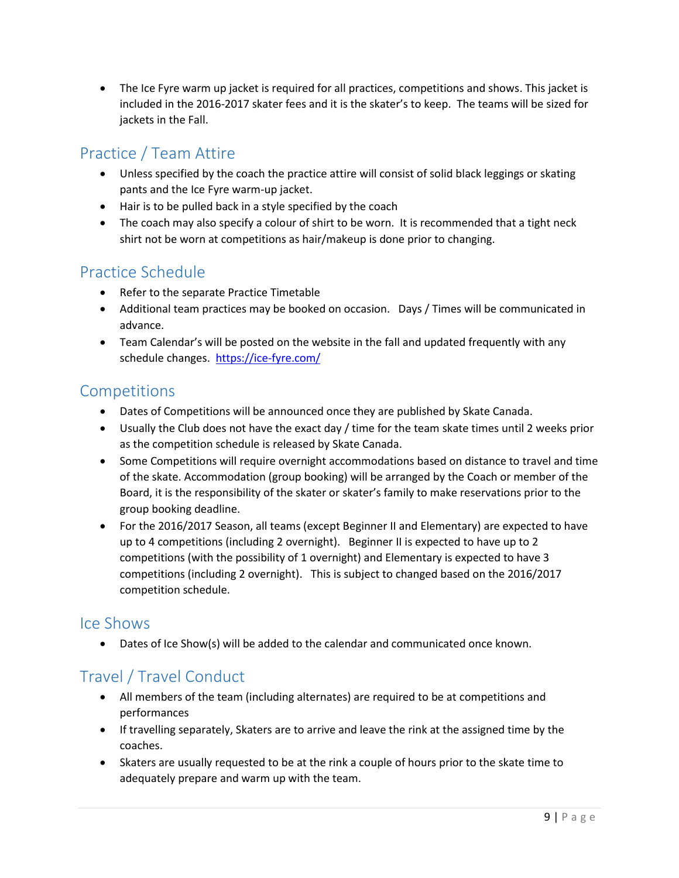- The Ice Fyre warm up jacket is required for all practices, competitions and shows. This jacket is included in the 2016-2017 skater fees and it is the skater's to keep. The teams will be sized for jackets in the Fall.

## Practice / Team Attire

- Unless specified by the coach the practice attire will consist of solid black leggings or skating pants and the Ice Fyre warm-up jacket.
- Hair is to be pulled back in a style specified by the coach
- The coach may also specify a colour of shirt to be worn. It is recommended that a tight neck shirt not be worn at competitions as hair/makeup is done prior to changing.

## Practice Schedule

- Refer to the separate Practice Timetable
- Additional team practices may be booked on occasion. Days / Times will be communicated in advance.
- Team Calendar's will be posted on the website in the fall and updated frequently with any schedule changes. [https://ice-fyre.com/](https://ice-fyre.com/)

## Competitions

- Dates of Competitions will be announced once they are published by Skate Canada.
- Usually the Club does not have the exact day / time for the team skate times until 2 weeks prior as the competition schedule is released by Skate Canada.
- Some Competitions will require overnight accommodations based on distance to travel and time of the skate. Accommodation (group booking) will be arranged by the Coach or member of the Board, it is the responsibility of the skater or skater's family to make reservations prior to the group booking deadline.
- For the 2016/2017 Season, all teams (except Beginner II and Elementary) are expected to have up to 4 competitions (including 2 overnight). Beginner II is expected to have up to 2 competitions (with the possibility of 1 overnight) and Elementary is expected to have 3 competitions (including 2 overnight). This is subject to changed based on the 2016/2017 competition schedule.

## Ice Shows

- Dates of Ice Show(s) will be added to the calendar and communicated once known.

## Travel / Travel Conduct

- All members of the team (including alternates) are required to be at competitions and performances
- If travelling separately, Skaters are to arrive and leave the rink at the assigned time by the coaches.
- Skaters are usually requested to be at the rink a couple of hours prior to the skate time to adequately prepare and warm up with the team.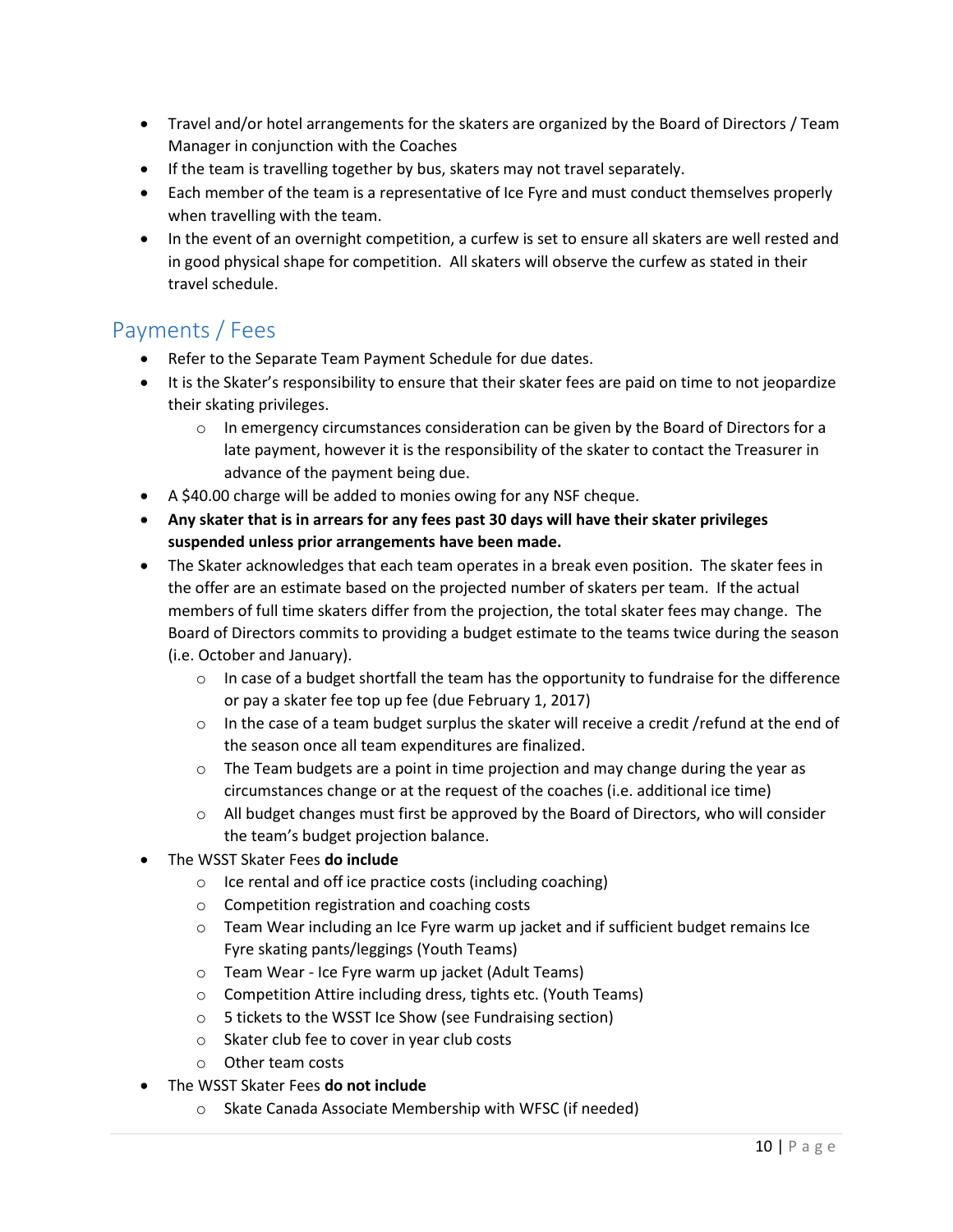- Travel and/or hotel arrangements for the skaters are organized by the Board of Directors / Team Manager in conjunction with the Coaches
- If the team is travelling together by bus, skaters may not travel separately.
- Each member of the team is a representative of Ice Fyre and must conduct themselves properly when travelling with the team.
- In the event of an overnight competition, a curfew is set to ensure all skaters are well rested and in good physical shape for competition. All skaters will observe the curfew as stated in their travel schedule.

## Payments / Fees

- Refer to the Separate Team Payment Schedule for due dates.
- It is the Skater's responsibility to ensure that their skater fees are paid on time to not jeopardize their skating privileges.
  - In emergency circumstances consideration can be given by the Board of Directors for a late payment, however it is the responsibility of the skater to contact the Treasurer in advance of the payment being due.
- A $40.00 charge will be added to monies owing for any NSF cheque.
- **Any skater that is in arrears for any fees past 30 days will have their skater privileges suspended unless prior arrangements have been made.**
- The Skater acknowledges that each team operates in a break even position. The skater fees in the offer are an estimate based on the projected number of skaters per team. If the actual members of full time skaters differ from the projection, the total skater fees may change. The Board of Directors commits to providing a budget estimate to the teams twice during the season (i.e. October and January).
  - In case of a budget shortfall the team has the opportunity to fundraise for the difference or pay a skater fee top up fee (due February 1, 2017)
  - In the case of a team budget surplus the skater will receive a credit /refund at the end of the season once all team expenditures are finalized.
  - The Team budgets are a point in time projection and may change during the year as circumstances change or at the request of the coaches (i.e. additional ice time)
  - All budget changes must first be approved by the Board of Directors, who will consider the team's budget projection balance.
- The WSST Skater Fees **do include**
  - Ice rental and off ice practice costs (including coaching)
  - Competition registration and coaching costs
  - Team Wear including an Ice Fyre warm up jacket and if sufficient budget remains Ice Fyre skating pants/leggings (Youth Teams)
  - Team Wear - Ice Fyre warm up jacket (Adult Teams)
  - Competition Attire including dress, tights etc. (Youth Teams)
  - 5 tickets to the WSST Ice Show (see Fundraising section)
  - Skater club fee to cover in year club costs
  - Other team costs
- The WSST Skater Fees **do not include**
  - Skate Canada Associate Membership with WFSC (if needed)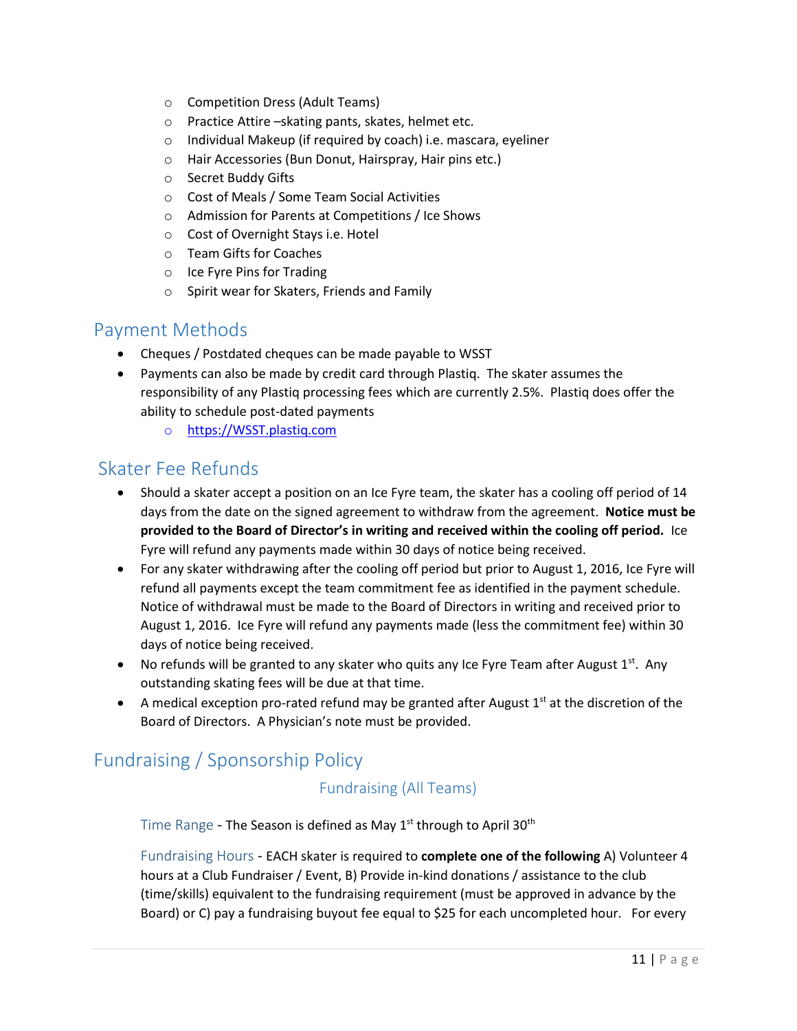- Competition Dress (Adult Teams)
- Practice Attire –skating pants, skates, helmet etc.
- Individual Makeup (if required by coach) i.e. mascara, eyeliner
- Hair Accessories (Bun Donut, Hairspray, Hair pins etc.)
- Secret Buddy Gifts
- Cost of Meals / Some Team Social Activities
- Admission for Parents at Competitions / Ice Shows
- Cost of Overnight Stays i.e. Hotel
- Team Gifts for Coaches
- Ice Fyre Pins for Trading
- Spirit wear for Skaters, Friends and Family

## Payment Methods

- Cheques / Postdated cheques can be made payable to WSST
- Payments can also be made by credit card through Plastiq. The skater assumes the responsibility of any Plastiq processing fees which are currently 2.5%. Plastiq does offer the ability to schedule post-dated payments
    - https://WSST.plastiq.com

## Skater Fee Refunds

- Should a skater accept a position on an Ice Fyre team, the skater has a cooling off period of 14 days from the date on the signed agreement to withdraw from the agreement. **Notice must be provided to the Board of Director's in writing and received within the cooling off period.** Ice Fyre will refund any payments made within 30 days of notice being received.
- For any skater withdrawing after the cooling off period but prior to August 1, 2016, Ice Fyre will refund all payments except the team commitment fee as identified in the payment schedule. Notice of withdrawal must be made to the Board of Directors in writing and received prior to August 1, 2016. Ice Fyre will refund any payments made (less the commitment fee) within 30 days of notice being received.
- No refunds will be granted to any skater who quits any Ice Fyre Team after August 1st. Any outstanding skating fees will be due at that time.
- A medical exception pro-rated refund may be granted after August 1st at the discretion of the Board of Directors. A Physician's note must be provided.

## Fundraising / Sponsorship Policy

### Fundraising (All Teams)

Time Range - The Season is defined as May 1st through to April 30th

Fundraising Hours - EACH skater is required to **complete one of the following** A) Volunteer 4 hours at a Club Fundraiser / Event, B) Provide in-kind donations / assistance to the club (time/skills) equivalent to the fundraising requirement (must be approved in advance by the Board) or C) pay a fundraising buyout fee equal to $25 for each uncompleted hour. For every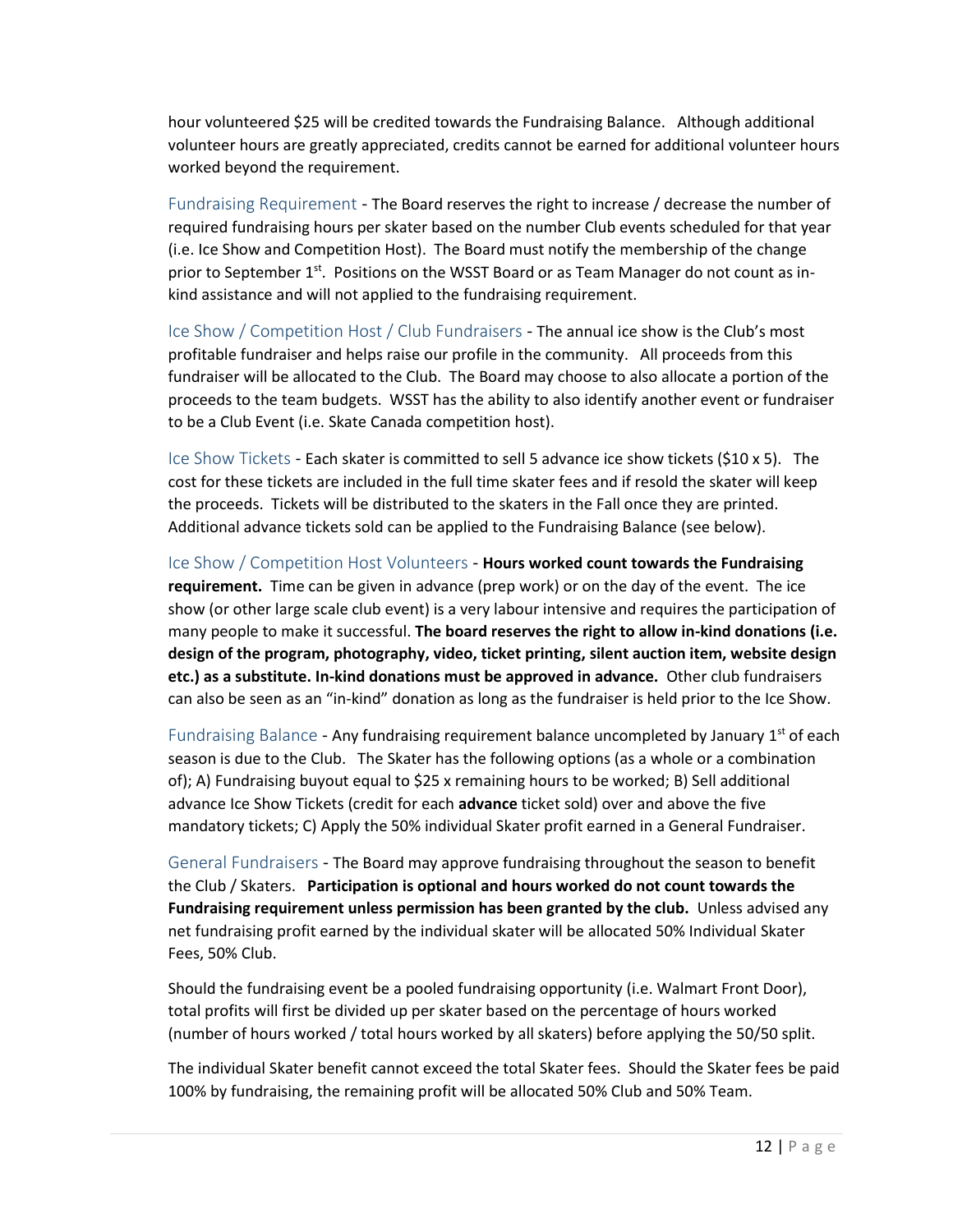hour volunteered $25 will be credited towards the Fundraising Balance. Although additional volunteer hours are greatly appreciated, credits cannot be earned for additional volunteer hours worked beyond the requirement.

Fundraising Requirement - The Board reserves the right to increase / decrease the number of required fundraising hours per skater based on the number Club events scheduled for that year (i.e. Ice Show and Competition Host). The Board must notify the membership of the change prior to September 1st. Positions on the WSST Board or as Team Manager do not count as in-kind assistance and will not applied to the fundraising requirement.

Ice Show / Competition Host / Club Fundraisers - The annual ice show is the Club's most profitable fundraiser and helps raise our profile in the community. All proceeds from this fundraiser will be allocated to the Club. The Board may choose to also allocate a portion of the proceeds to the team budgets. WSST has the ability to also identify another event or fundraiser to be a Club Event (i.e. Skate Canada competition host).

Ice Show Tickets - Each skater is committed to sell 5 advance ice show tickets ($10 x 5). The cost for these tickets are included in the full time skater fees and if resold the skater will keep the proceeds. Tickets will be distributed to the skaters in the Fall once they are printed. Additional advance tickets sold can be applied to the Fundraising Balance (see below).

Ice Show / Competition Host Volunteers - **Hours worked count towards the Fundraising requirement.** Time can be given in advance (prep work) or on the day of the event. The ice show (or other large scale club event) is a very labour intensive and requires the participation of many people to make it successful. **The board reserves the right to allow in-kind donations (i.e. design of the program, photography, video, ticket printing, silent auction item, website design etc.) as a substitute. In-kind donations must be approved in advance.** Other club fundraisers can also be seen as an "in-kind" donation as long as the fundraiser is held prior to the Ice Show.

Fundraising Balance - Any fundraising requirement balance uncompleted by January 1st of each season is due to the Club. The Skater has the following options (as a whole or a combination of); A) Fundraising buyout equal to $25 x remaining hours to be worked; B) Sell additional advance Ice Show Tickets (credit for each **advance** ticket sold) over and above the five mandatory tickets; C) Apply the 50% individual Skater profit earned in a General Fundraiser.

General Fundraisers - The Board may approve fundraising throughout the season to benefit the Club / Skaters. **Participation is optional and hours worked do not count towards the Fundraising requirement unless permission has been granted by the club.** Unless advised any net fundraising profit earned by the individual skater will be allocated 50% Individual Skater Fees, 50% Club.

Should the fundraising event be a pooled fundraising opportunity (i.e. Walmart Front Door), total profits will first be divided up per skater based on the percentage of hours worked (number of hours worked / total hours worked by all skaters) before applying the 50/50 split.

The individual Skater benefit cannot exceed the total Skater fees. Should the Skater fees be paid 100% by fundraising, the remaining profit will be allocated 50% Club and 50% Team.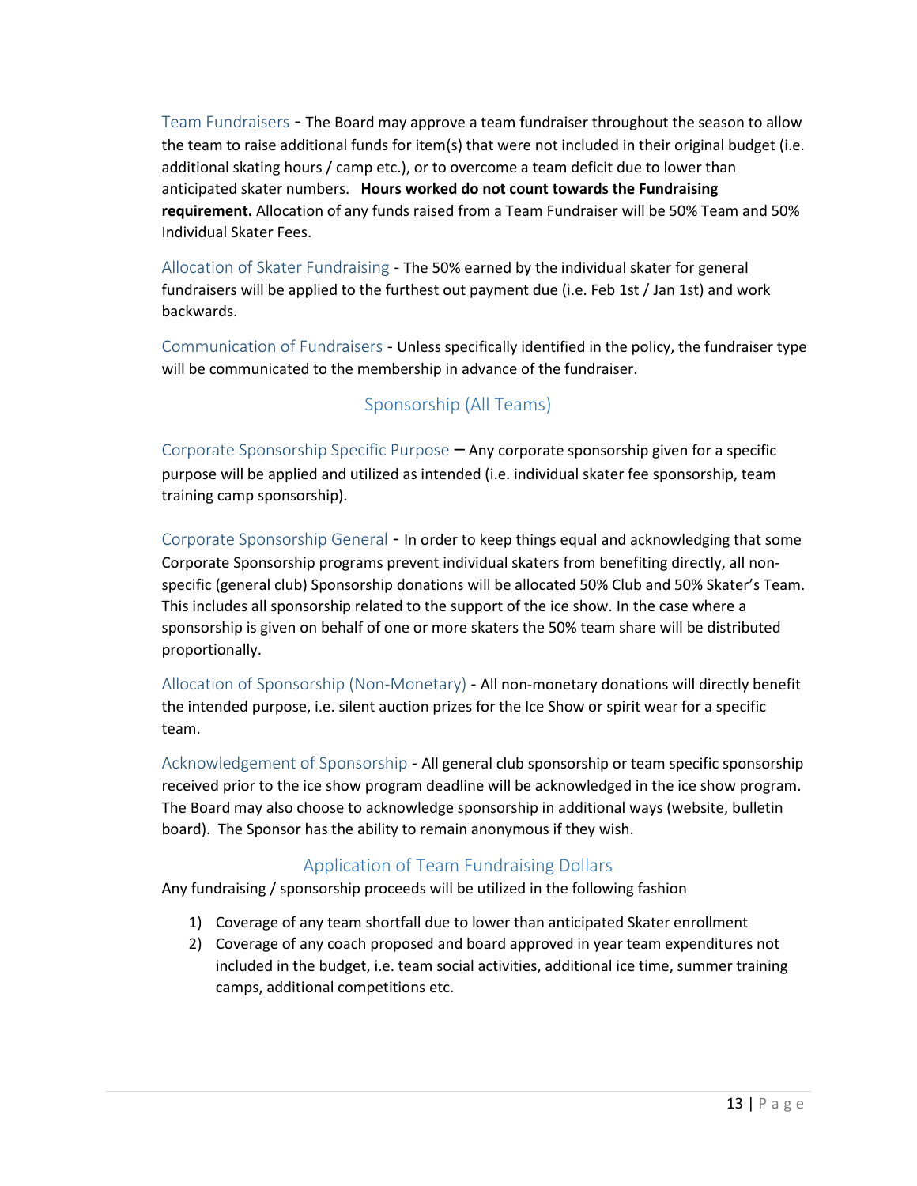Team Fundraisers - The Board may approve a team fundraiser throughout the season to allow the team to raise additional funds for item(s) that were not included in their original budget (i.e. additional skating hours / camp etc.), or to overcome a team deficit due to lower than anticipated skater numbers. **Hours worked do not count towards the Fundraising requirement.** Allocation of any funds raised from a Team Fundraiser will be 50% Team and 50% Individual Skater Fees.

Allocation of Skater Fundraising - The 50% earned by the individual skater for general fundraisers will be applied to the furthest out payment due (i.e. Feb 1st / Jan 1st) and work backwards.

Communication of Fundraisers - Unless specifically identified in the policy, the fundraiser type will be communicated to the membership in advance of the fundraiser.

## Sponsorship (All Teams)

Corporate Sponsorship Specific Purpose – Any corporate sponsorship given for a specific purpose will be applied and utilized as intended (i.e. individual skater fee sponsorship, team training camp sponsorship).

Corporate Sponsorship General - In order to keep things equal and acknowledging that some Corporate Sponsorship programs prevent individual skaters from benefiting directly, all non-specific (general club) Sponsorship donations will be allocated 50% Club and 50% Skater's Team. This includes all sponsorship related to the support of the ice show. In the case where a sponsorship is given on behalf of one or more skaters the 50% team share will be distributed proportionally.

Allocation of Sponsorship (Non-Monetary) - All non-monetary donations will directly benefit the intended purpose, i.e. silent auction prizes for the Ice Show or spirit wear for a specific team.

Acknowledgement of Sponsorship - All general club sponsorship or team specific sponsorship received prior to the ice show program deadline will be acknowledged in the ice show program. The Board may also choose to acknowledge sponsorship in additional ways (website, bulletin board). The Sponsor has the ability to remain anonymous if they wish.

## Application of Team Fundraising Dollars

Any fundraising / sponsorship proceeds will be utilized in the following fashion

1) Coverage of any team shortfall due to lower than anticipated Skater enrollment
2) Coverage of any coach proposed and board approved in year team expenditures not included in the budget, i.e. team social activities, additional ice time, summer training camps, additional competitions etc.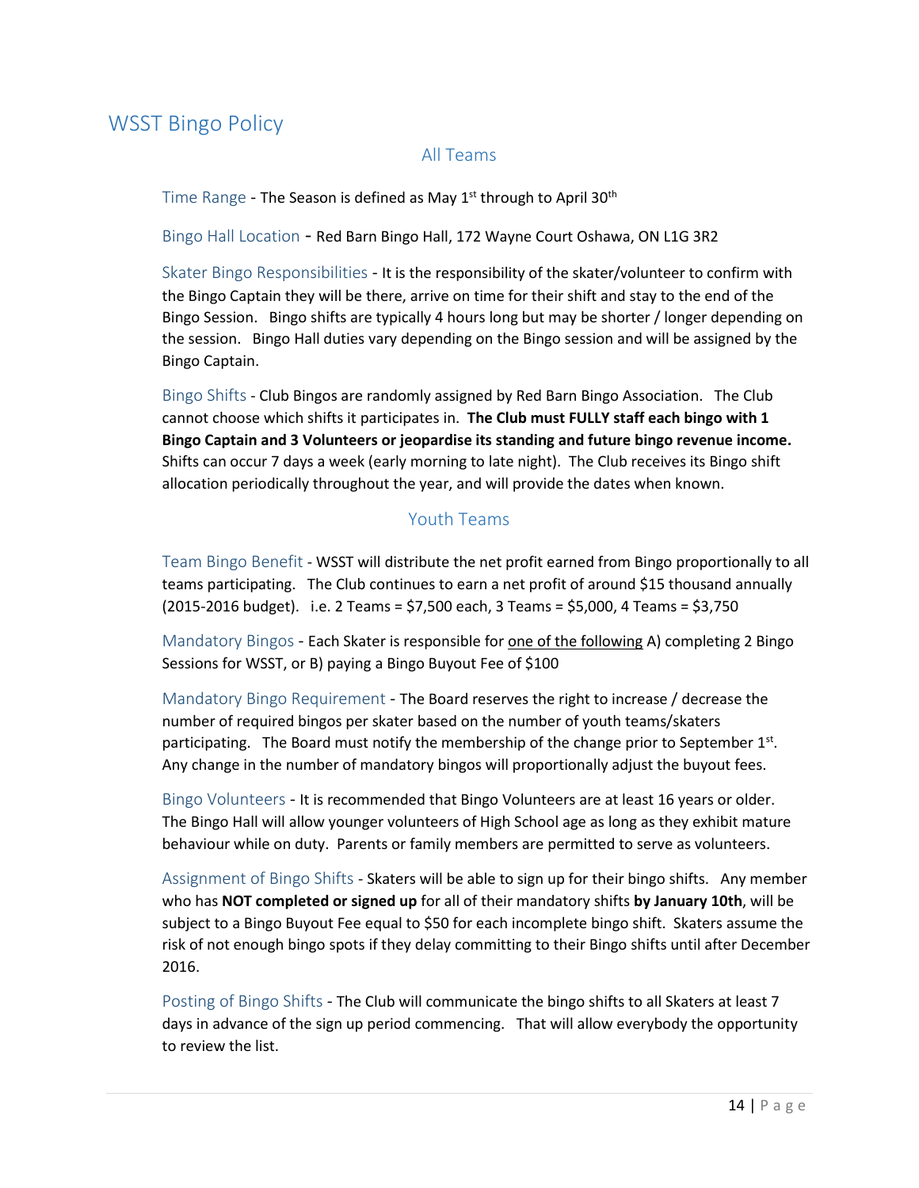# WSST Bingo Policy

## All Teams

Time Range - The Season is defined as May 1st through to April 30th

Bingo Hall Location - Red Barn Bingo Hall, 172 Wayne Court Oshawa, ON L1G 3R2

Skater Bingo Responsibilities - It is the responsibility of the skater/volunteer to confirm with the Bingo Captain they will be there, arrive on time for their shift and stay to the end of the Bingo Session. Bingo shifts are typically 4 hours long but may be shorter / longer depending on the session. Bingo Hall duties vary depending on the Bingo session and will be assigned by the Bingo Captain.

Bingo Shifts - Club Bingos are randomly assigned by Red Barn Bingo Association. The Club cannot choose which shifts it participates in. **The Club must FULLY staff each bingo with 1 Bingo Captain and 3 Volunteers or jeopardise its standing and future bingo revenue income.** Shifts can occur 7 days a week (early morning to late night). The Club receives its Bingo shift allocation periodically throughout the year, and will provide the dates when known.

## Youth Teams

Team Bingo Benefit - WSST will distribute the net profit earned from Bingo proportionally to all teams participating. The Club continues to earn a net profit of around $15 thousand annually (2015-2016 budget). i.e. 2 Teams = $7,500 each, 3 Teams = $5,000, 4 Teams = $3,750

Mandatory Bingos - Each Skater is responsible for one of the following A) completing 2 Bingo Sessions for WSST, or B) paying a Bingo Buyout Fee of $100

Mandatory Bingo Requirement - The Board reserves the right to increase / decrease the number of required bingos per skater based on the number of youth teams/skaters participating. The Board must notify the membership of the change prior to September 1st. Any change in the number of mandatory bingos will proportionally adjust the buyout fees.

Bingo Volunteers - It is recommended that Bingo Volunteers are at least 16 years or older. The Bingo Hall will allow younger volunteers of High School age as long as they exhibit mature behaviour while on duty. Parents or family members are permitted to serve as volunteers.

Assignment of Bingo Shifts - Skaters will be able to sign up for their bingo shifts. Any member who has **NOT completed or signed up** for all of their mandatory shifts **by January 10th**, will be subject to a Bingo Buyout Fee equal to $50 for each incomplete bingo shift. Skaters assume the risk of not enough bingo spots if they delay committing to their Bingo shifts until after December 2016.

Posting of Bingo Shifts - The Club will communicate the bingo shifts to all Skaters at least 7 days in advance of the sign up period commencing. That will allow everybody the opportunity to review the list.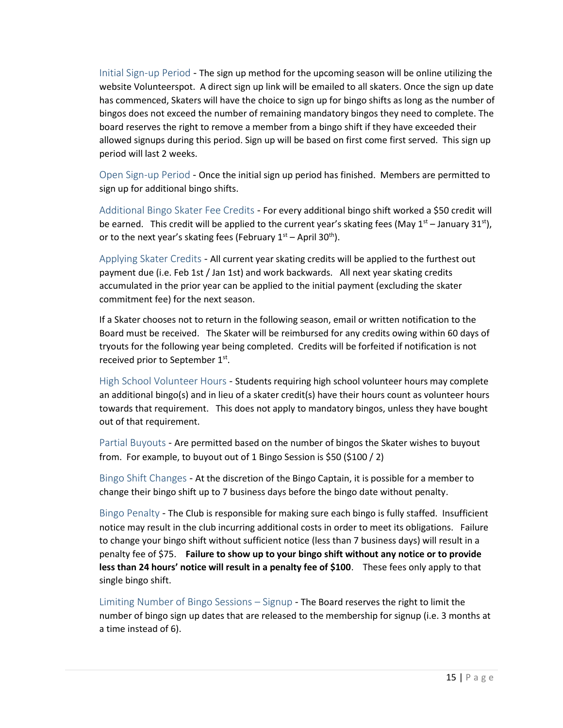Initial Sign-up Period - The sign up method for the upcoming season will be online utilizing the website Volunteerspot. A direct sign up link will be emailed to all skaters. Once the sign up date has commenced, Skaters will have the choice to sign up for bingo shifts as long as the number of bingos does not exceed the number of remaining mandatory bingos they need to complete. The board reserves the right to remove a member from a bingo shift if they have exceeded their allowed signups during this period. Sign up will be based on first come first served. This sign up period will last 2 weeks.

Open Sign-up Period - Once the initial sign up period has finished. Members are permitted to sign up for additional bingo shifts.

Additional Bingo Skater Fee Credits - For every additional bingo shift worked a $50 credit will be earned. This credit will be applied to the current year's skating fees (May 1st – January 31st), or to the next year's skating fees (February 1st – April 30th).

Applying Skater Credits - All current year skating credits will be applied to the furthest out payment due (i.e. Feb 1st / Jan 1st) and work backwards. All next year skating credits accumulated in the prior year can be applied to the initial payment (excluding the skater commitment fee) for the next season.

If a Skater chooses not to return in the following season, email or written notification to the Board must be received. The Skater will be reimbursed for any credits owing within 60 days of tryouts for the following year being completed. Credits will be forfeited if notification is not received prior to September 1st.

High School Volunteer Hours - Students requiring high school volunteer hours may complete an additional bingo(s) and in lieu of a skater credit(s) have their hours count as volunteer hours towards that requirement. This does not apply to mandatory bingos, unless they have bought out of that requirement.

Partial Buyouts - Are permitted based on the number of bingos the Skater wishes to buyout from. For example, to buyout out of 1 Bingo Session is $50 ($100 / 2)

Bingo Shift Changes - At the discretion of the Bingo Captain, it is possible for a member to change their bingo shift up to 7 business days before the bingo date without penalty.

Bingo Penalty - The Club is responsible for making sure each bingo is fully staffed. Insufficient notice may result in the club incurring additional costs in order to meet its obligations. Failure to change your bingo shift without sufficient notice (less than 7 business days) will result in a penalty fee of $75. **Failure to show up to your bingo shift without any notice or to provide less than 24 hours' notice will result in a penalty fee of $100**. These fees only apply to that single bingo shift.

Limiting Number of Bingo Sessions – Signup - The Board reserves the right to limit the number of bingo sign up dates that are released to the membership for signup (i.e. 3 months at a time instead of 6).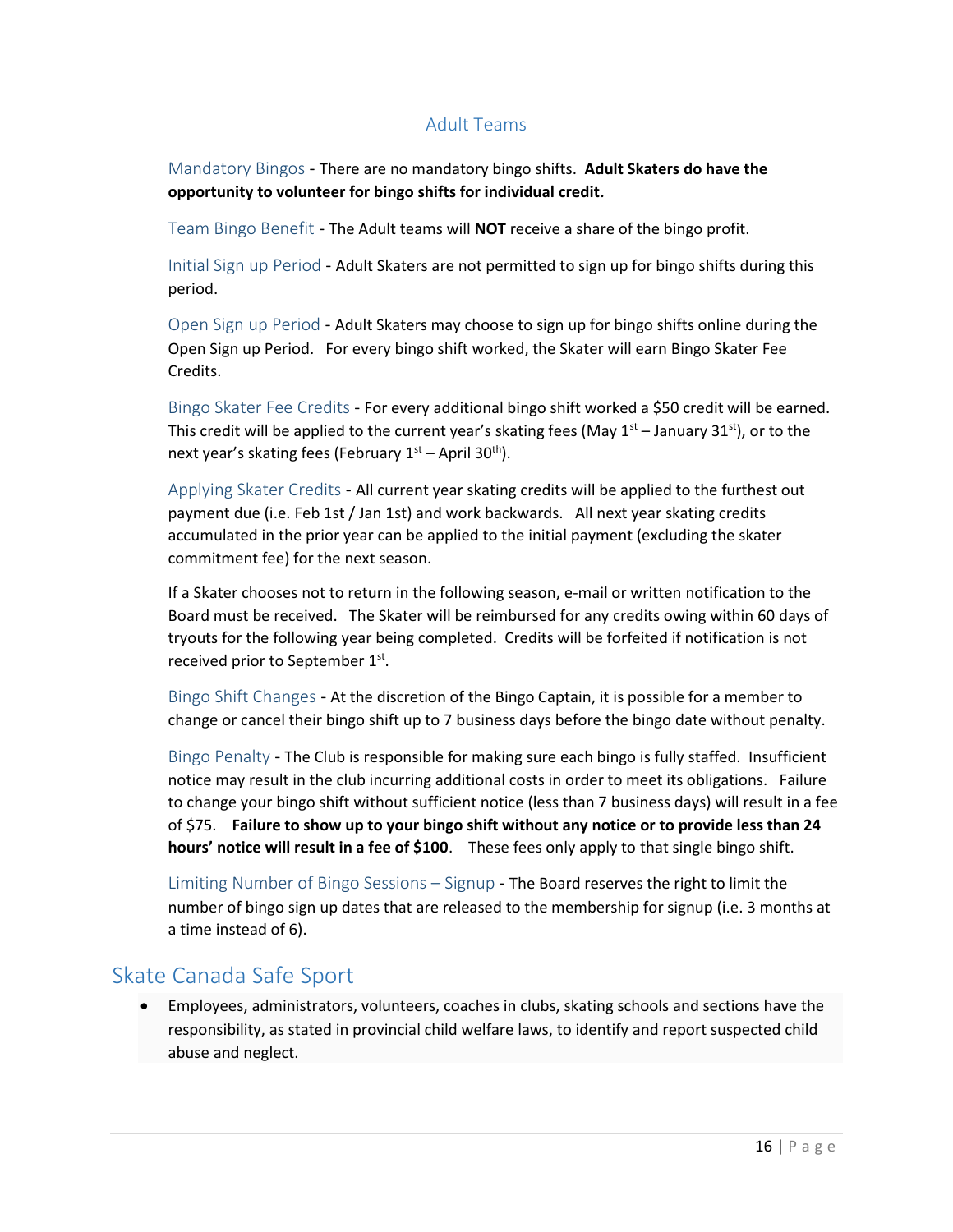### Adult Teams

Mandatory Bingos - There are no mandatory bingo shifts. **Adult Skaters do have the opportunity to volunteer for bingo shifts for individual credit.**

Team Bingo Benefit - The Adult teams will **NOT** receive a share of the bingo profit.

Initial Sign up Period - Adult Skaters are not permitted to sign up for bingo shifts during this period.

Open Sign up Period - Adult Skaters may choose to sign up for bingo shifts online during the Open Sign up Period. For every bingo shift worked, the Skater will earn Bingo Skater Fee Credits.

Bingo Skater Fee Credits - For every additional bingo shift worked a $50 credit will be earned. This credit will be applied to the current year's skating fees (May 1st – January 31st), or to the next year's skating fees (February 1st – April 30th).

Applying Skater Credits - All current year skating credits will be applied to the furthest out payment due (i.e. Feb 1st / Jan 1st) and work backwards. All next year skating credits accumulated in the prior year can be applied to the initial payment (excluding the skater commitment fee) for the next season.

If a Skater chooses not to return in the following season, e-mail or written notification to the Board must be received. The Skater will be reimbursed for any credits owing within 60 days of tryouts for the following year being completed. Credits will be forfeited if notification is not received prior to September 1st.

Bingo Shift Changes - At the discretion of the Bingo Captain, it is possible for a member to change or cancel their bingo shift up to 7 business days before the bingo date without penalty.

Bingo Penalty - The Club is responsible for making sure each bingo is fully staffed. Insufficient notice may result in the club incurring additional costs in order to meet its obligations. Failure to change your bingo shift without sufficient notice (less than 7 business days) will result in a fee of $75. **Failure to show up to your bingo shift without any notice or to provide less than 24 hours' notice will result in a fee of $100**. These fees only apply to that single bingo shift.

Limiting Number of Bingo Sessions – Signup - The Board reserves the right to limit the number of bingo sign up dates that are released to the membership for signup (i.e. 3 months at a time instead of 6).

## Skate Canada Safe Sport

- Employees, administrators, volunteers, coaches in clubs, skating schools and sections have the responsibility, as stated in provincial child welfare laws, to identify and report suspected child abuse and neglect.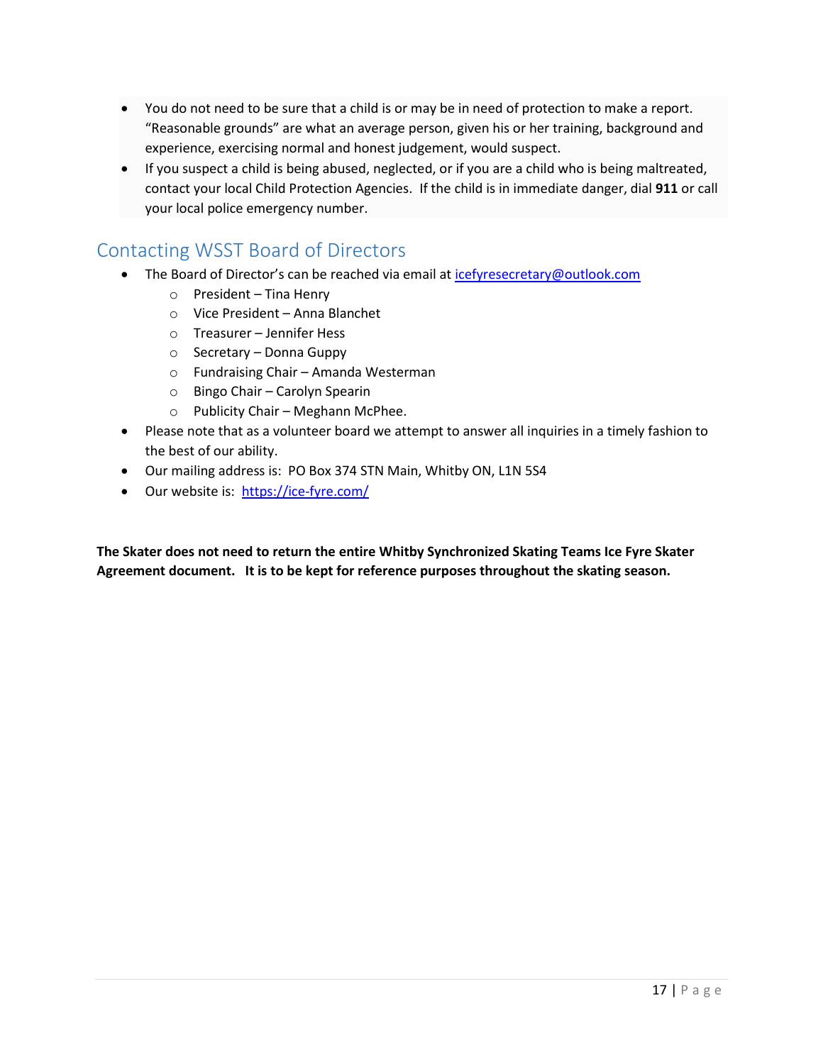- You do not need to be sure that a child is or may be in need of protection to make a report. "Reasonable grounds" are what an average person, given his or her training, background and experience, exercising normal and honest judgement, would suspect.
- If you suspect a child is being abused, neglected, or if you are a child who is being maltreated, contact your local Child Protection Agencies. If the child is in immediate danger, dial **911** or call your local police emergency number.

## Contacting WSST Board of Directors

- The Board of Director's can be reached via email at icefyresecretary@outlook.com
  - President – Tina Henry
  - Vice President – Anna Blanchet
  - Treasurer – Jennifer Hess
  - Secretary – Donna Guppy
  - Fundraising Chair – Amanda Westerman
  - Bingo Chair – Carolyn Spearin
  - Publicity Chair – Meghann McPhee.
- Please note that as a volunteer board we attempt to answer all inquiries in a timely fashion to the best of our ability.
- Our mailing address is: PO Box 374 STN Main, Whitby ON, L1N 5S4
- Our website is: https://ice-fyre.com/

**The Skater does not need to return the entire Whitby Synchronized Skating Teams Ice Fyre Skater Agreement document. It is to be kept for reference purposes throughout the skating season.**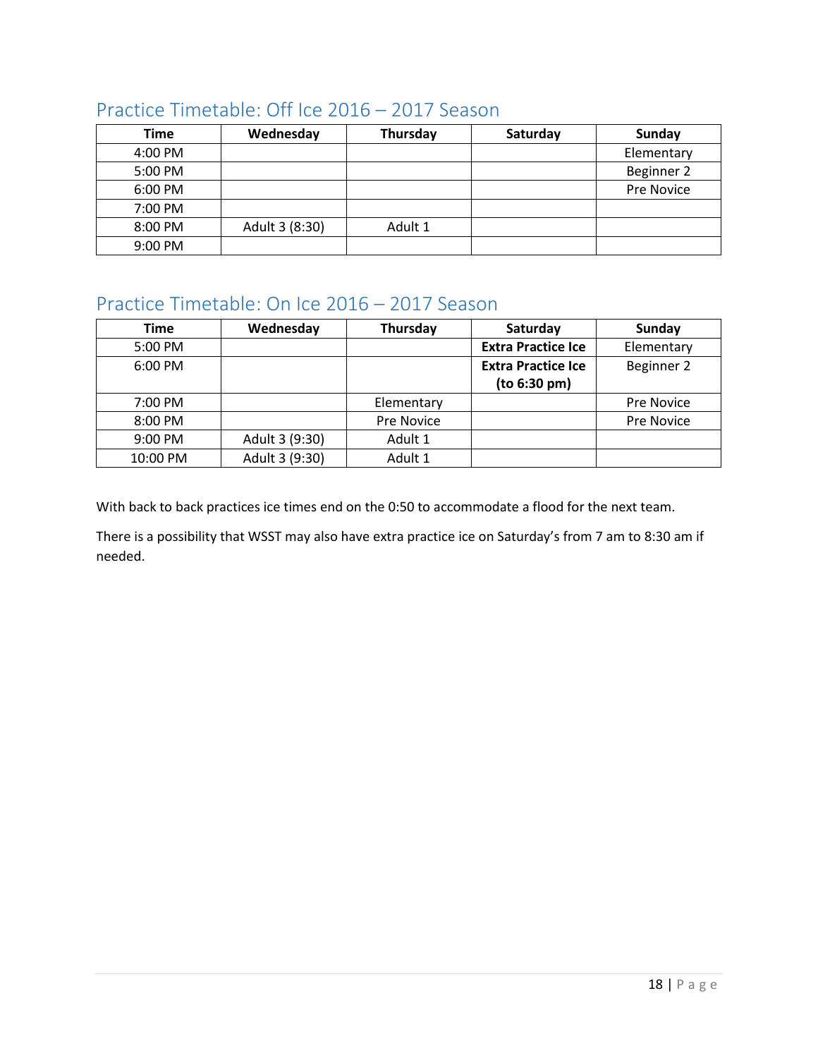## Practice Timetable: Off Ice 2016 – 2017 Season

| Time | Wednesday | Thursday | Saturday | Sunday |
|---|---|---|---|---|
| 4:00 PM | | | | Elementary |
| 5:00 PM | | | | Beginner 2 |
| 6:00 PM | | | | Pre Novice |
| 7:00 PM | | | | |
| 8:00 PM | Adult 3 (8:30) | Adult 1 | | |
| 9:00 PM | | | | |

## Practice Timetable: On Ice 2016 – 2017 Season

| Time | Wednesday | Thursday | Saturday | Sunday |
|---|---|---|---|---|
| 5:00 PM | | | **Extra Practice Ice** | Elementary |
| 6:00 PM | | | **Extra Practice Ice (to 6:30 pm)** | Beginner 2 |
| 7:00 PM | | Elementary | | Pre Novice |
| 8:00 PM | | Pre Novice | | Pre Novice |
| 9:00 PM | Adult 3 (9:30) | Adult 1 | | |
| 10:00 PM | Adult 3 (9:30) | Adult 1 | | |

With back to back practices ice times end on the 0:50 to accommodate a flood for the next team.

There is a possibility that WSST may also have extra practice ice on Saturday's from 7 am to 8:30 am if needed.